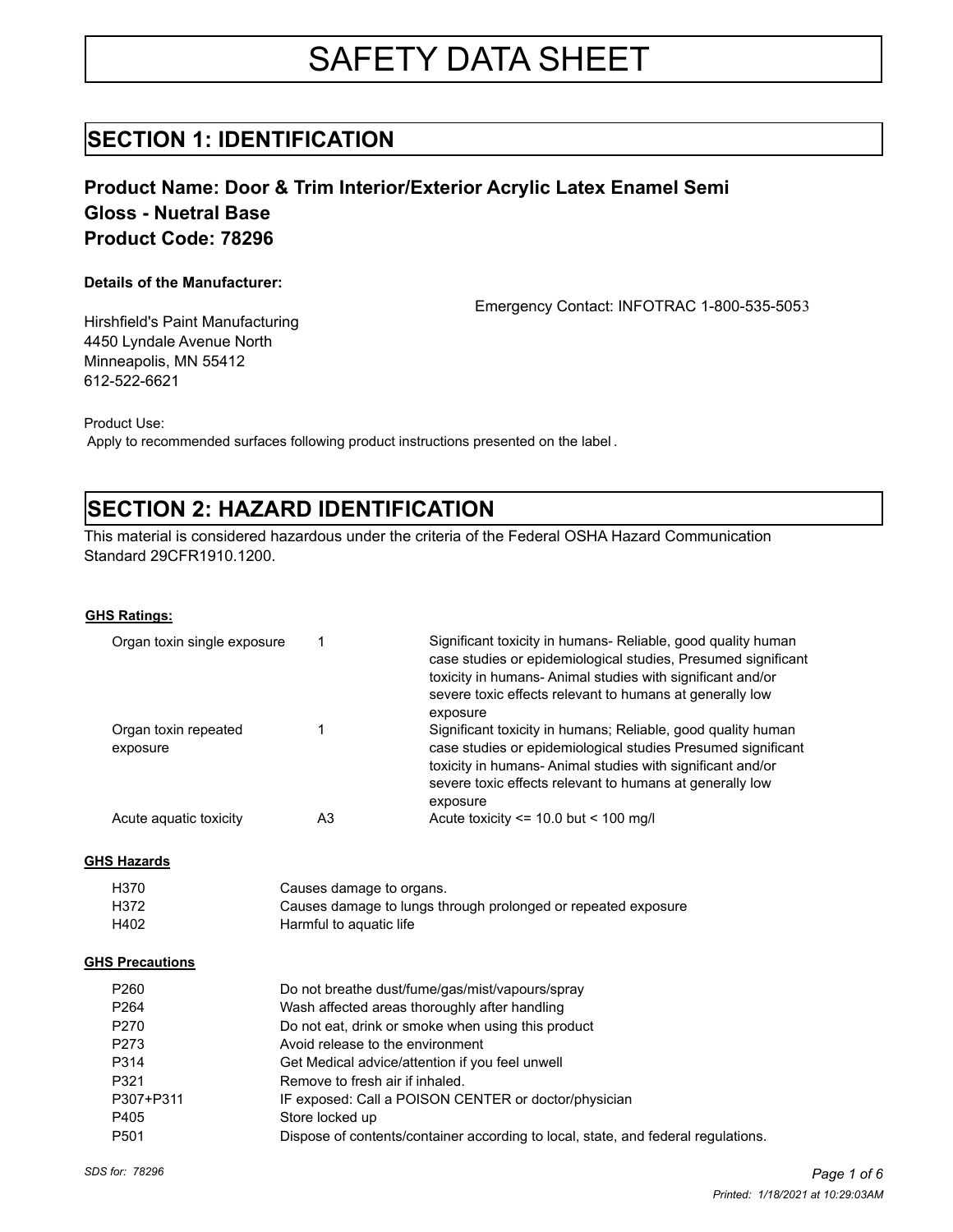# SAFETY DATA SHEET

## SECTION 1: IDENTIFICATION

### Product Name: Door & Trim Interior/Exterior Acrylic Latex Enamel Semi Gloss - Nuetral Base
### Product Code: 78296

**Details of the Manufacturer:**

Emergency Contact: INFOTRAC 1-800-535-5053

Hirshfield's Paint Manufacturing
4450 Lyndale Avenue North
Minneapolis, MN 55412
612-522-6621

Product Use:
Apply to recommended surfaces following product instructions presented on the label.

## SECTION 2: HAZARD IDENTIFICATION

This material is considered hazardous under the criteria of the Federal OSHA Hazard Communication Standard 29CFR1910.1200.

**GHS Ratings:**

| | | |
|---|---|---|
| Organ toxin single exposure | 1 | Significant toxicity in humans- Reliable, good quality human case studies or epidemiological studies, Presumed significant toxicity in humans- Animal studies with significant and/or severe toxic effects relevant to humans at generally low exposure |
| Organ toxin repeated exposure | 1 | Significant toxicity in humans; Reliable, good quality human case studies or epidemiological studies Presumed significant toxicity in humans- Animal studies with significant and/or severe toxic effects relevant to humans at generally low exposure |
| Acute aquatic toxicity | A3 | Acute toxicity <= 10.0 but < 100 mg/l |

**GHS Hazards**

| | |
|---|---|
| H370 | Causes damage to organs. |
| H372 | Causes damage to lungs through prolonged or repeated exposure |
| H402 | Harmful to aquatic life |

**GHS Precautions**

| | |
|---|---|
| P260 | Do not breathe dust/fume/gas/mist/vapours/spray |
| P264 | Wash affected areas thoroughly after handling |
| P270 | Do not eat, drink or smoke when using this product |
| P273 | Avoid release to the environment |
| P314 | Get Medical advice/attention if you feel unwell |
| P321 | Remove to fresh air if inhaled. |
| P307+P311 | IF exposed: Call a POISON CENTER or doctor/physician |
| P405 | Store locked up |
| P501 | Dispose of contents/container according to local, state, and federal regulations. |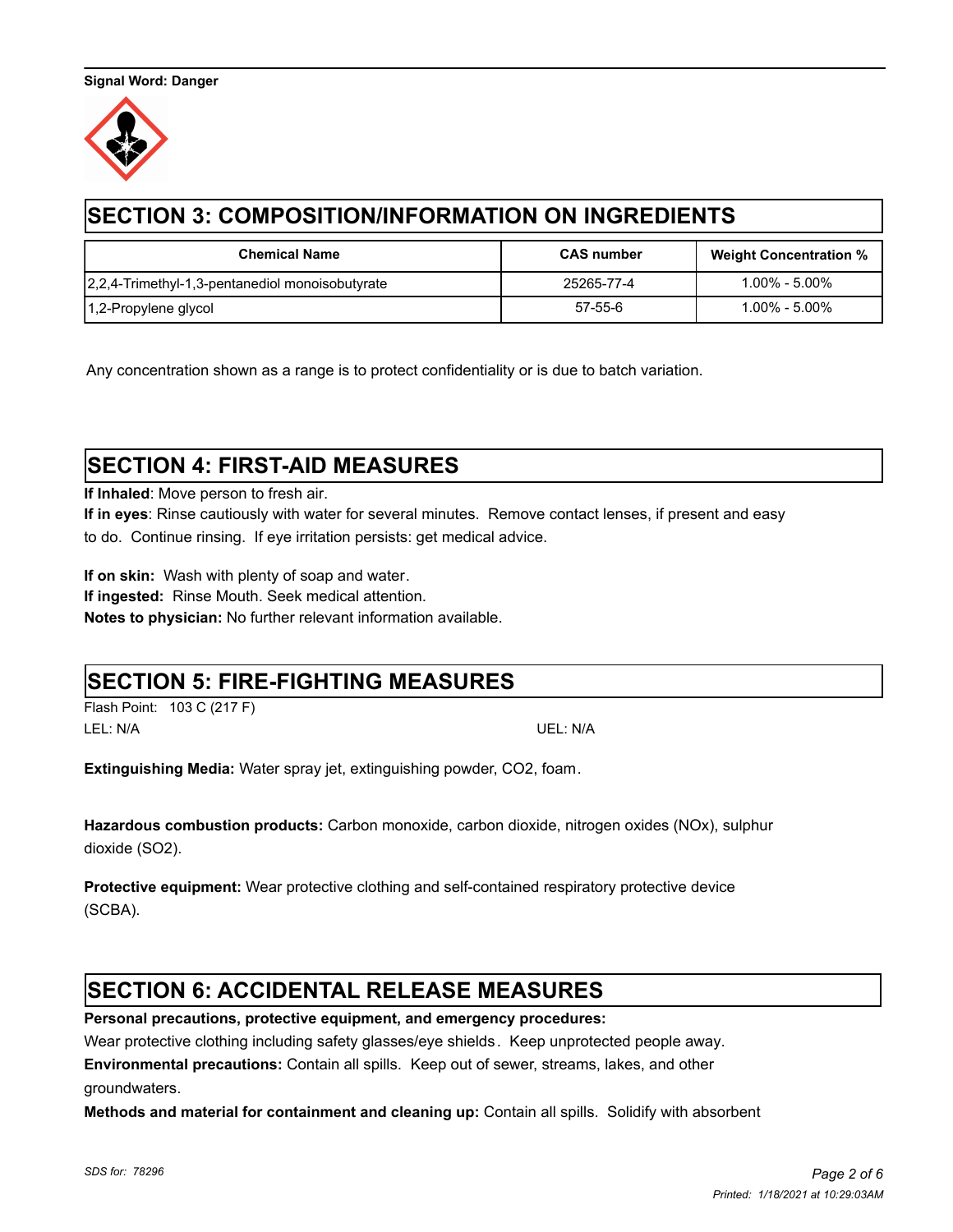**Signal Word: Danger**

## SECTION 3: COMPOSITION/INFORMATION ON INGREDIENTS

| Chemical Name | CAS number | Weight Concentration % |
|---|---|---|
| 2,2,4-Trimethyl-1,3-pentanediol monoisobutyrate | 25265-77-4 | 1.00% - 5.00% |
| 1,2-Propylene glycol | 57-55-6 | 1.00% - 5.00% |

Any concentration shown as a range is to protect confidentiality or is due to batch variation.

## SECTION 4: FIRST-AID MEASURES

**If Inhaled**: Move person to fresh air.
**If in eyes**: Rinse cautiously with water for several minutes. Remove contact lenses, if present and easy to do. Continue rinsing. If eye irritation persists: get medical advice.

**If on skin:** Wash with plenty of soap and water.
**If ingested:** Rinse Mouth. Seek medical attention.
**Notes to physician:** No further relevant information available.

## SECTION 5: FIRE-FIGHTING MEASURES

Flash Point: 103 C (217 F)
LEL: N/A
UEL: N/A

**Extinguishing Media:** Water spray jet, extinguishing powder, CO2, foam.

**Hazardous combustion products:** Carbon monoxide, carbon dioxide, nitrogen oxides (NOx), sulphur dioxide (SO2).

**Protective equipment:** Wear protective clothing and self-contained respiratory protective device (SCBA).

## SECTION 6: ACCIDENTAL RELEASE MEASURES

**Personal precautions, protective equipment, and emergency procedures:**
Wear protective clothing including safety glasses/eye shields. Keep unprotected people away.
**Environmental precautions:** Contain all spills. Keep out of sewer, streams, lakes, and other groundwaters.
**Methods and material for containment and cleaning up:** Contain all spills. Solidify with absorbent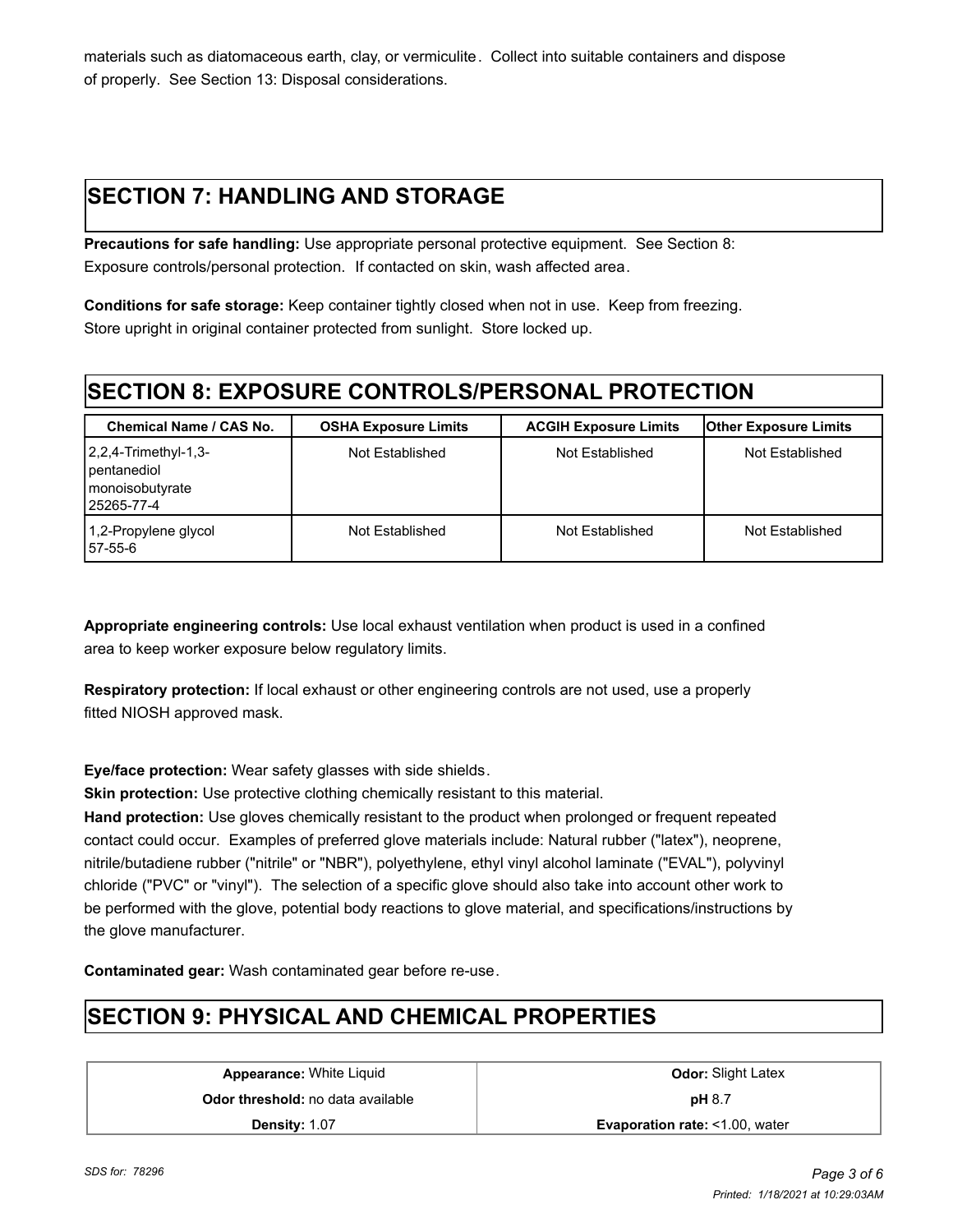materials such as diatomaceous earth, clay, or vermiculite. Collect into suitable containers and dispose of properly. See Section 13: Disposal considerations.

## SECTION 7: HANDLING AND STORAGE

**Precautions for safe handling:** Use appropriate personal protective equipment. See Section 8: Exposure controls/personal protection. If contacted on skin, wash affected area.

**Conditions for safe storage:** Keep container tightly closed when not in use. Keep from freezing. Store upright in original container protected from sunlight. Store locked up.

## SECTION 8: EXPOSURE CONTROLS/PERSONAL PROTECTION

| Chemical Name / CAS No. | OSHA Exposure Limits | ACGIH Exposure Limits | Other Exposure Limits |
|---|---|---|---|
| 2,2,4-Trimethyl-1,3-pentanediol monoisobutyrate 25265-77-4 | Not Established | Not Established | Not Established |
| 1,2-Propylene glycol 57-55-6 | Not Established | Not Established | Not Established |

**Appropriate engineering controls:** Use local exhaust ventilation when product is used in a confined area to keep worker exposure below regulatory limits.

**Respiratory protection:** If local exhaust or other engineering controls are not used, use a properly fitted NIOSH approved mask.

**Eye/face protection:** Wear safety glasses with side shields.

**Skin protection:** Use protective clothing chemically resistant to this material.

**Hand protection:** Use gloves chemically resistant to the product when prolonged or frequent repeated contact could occur. Examples of preferred glove materials include: Natural rubber ("latex"), neoprene, nitrile/butadiene rubber ("nitrile" or "NBR"), polyethylene, ethyl vinyl alcohol laminate ("EVAL"), polyvinyl chloride ("PVC" or "vinyl"). The selection of a specific glove should also take into account other work to be performed with the glove, potential body reactions to glove material, and specifications/instructions by the glove manufacturer.

**Contaminated gear:** Wash contaminated gear before re-use.

## SECTION 9: PHYSICAL AND CHEMICAL PROPERTIES

| | |
|---|---|
| **Appearance:** White Liquid | **Odor:** Slight Latex |
| **Odor threshold:** no data available | **pH** 8.7 |
| **Density:** 1.07 | **Evaporation rate:** <1.00, water |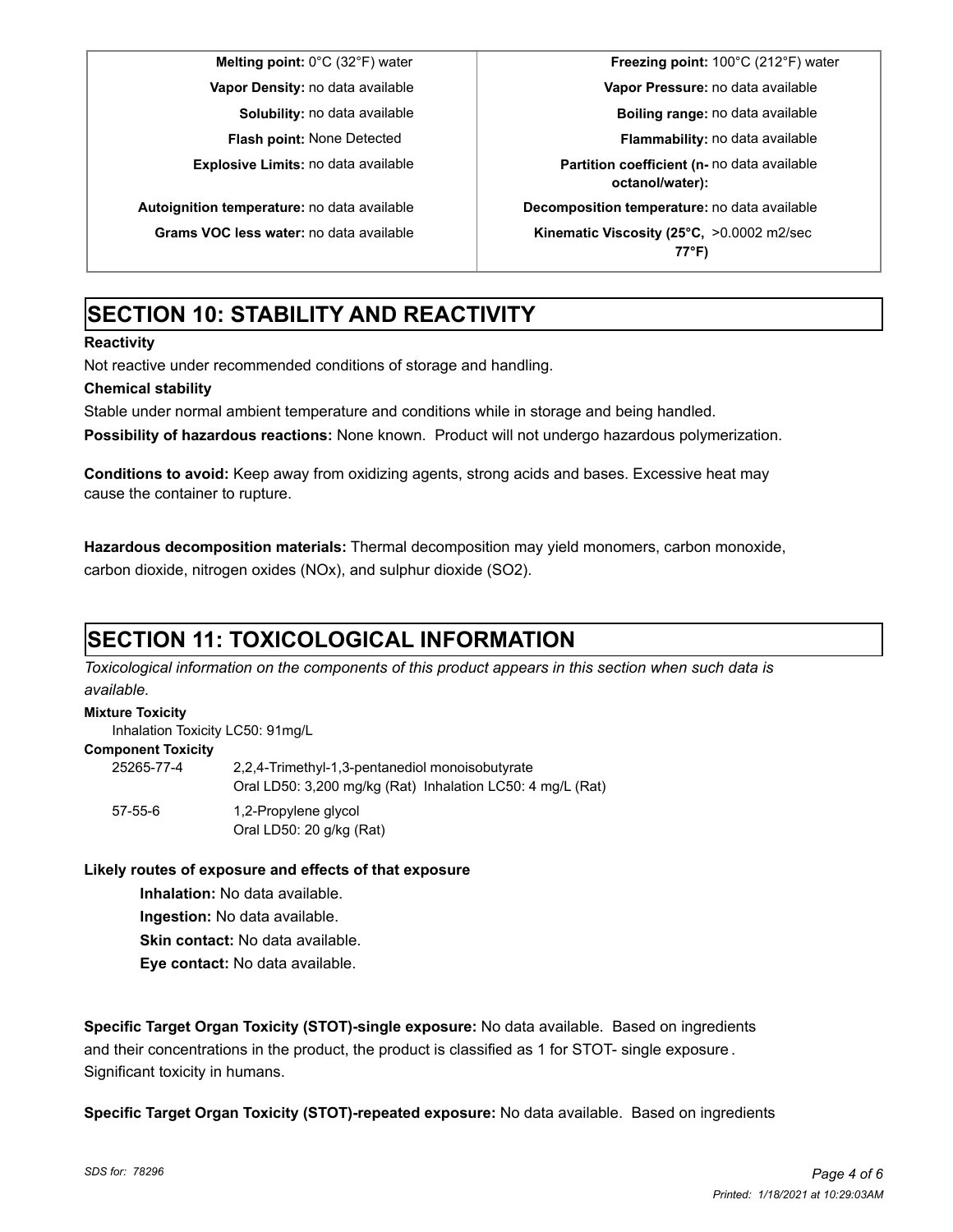| | |
|---|---|
| **Melting point:** 0°C (32°F) water | **Freezing point:** 100°C (212°F) water |
| **Vapor Density:** no data available | **Vapor Pressure:** no data available |
| **Solubility:** no data available | **Boiling range:** no data available |
| **Flash point:** None Detected | **Flammability:** no data available |
| **Explosive Limits:** no data available | **Partition coefficient (n-octanol/water):** no data available |
| **Autoignition temperature:** no data available | **Decomposition temperature:** no data available |
| **Grams VOC less water:** no data available | **Kinematic Viscosity (25°C, 77°F)** >0.0002 m2/sec |

# SECTION 10: STABILITY AND REACTIVITY

**Reactivity**

Not reactive under recommended conditions of storage and handling.

**Chemical stability**

Stable under normal ambient temperature and conditions while in storage and being handled.

**Possibility of hazardous reactions:** None known. Product will not undergo hazardous polymerization.

**Conditions to avoid:** Keep away from oxidizing agents, strong acids and bases. Excessive heat may cause the container to rupture.

**Hazardous decomposition materials:** Thermal decomposition may yield monomers, carbon monoxide, carbon dioxide, nitrogen oxides (NOx), and sulphur dioxide ($SO_2$).

# SECTION 11: TOXICOLOGICAL INFORMATION

*Toxicological information on the components of this product appears in this section when such data is available.*

**Mixture Toxicity**

Inhalation Toxicity LC50: 91mg/L

**Component Toxicity**

| | |
|---|---|
| 25265-77-4 | 2,2,4-Trimethyl-1,3-pentanediol monoisobutyrate<br>Oral LD50: 3,200 mg/kg (Rat) Inhalation LC50: 4 mg/L (Rat) |
| 57-55-6 | 1,2-Propylene glycol<br>Oral LD50: 20 g/kg (Rat) |

**Likely routes of exposure and effects of that exposure**

**Inhalation:** No data available.

**Ingestion:** No data available.

**Skin contact:** No data available.

**Eye contact:** No data available.

**Specific Target Organ Toxicity (STOT)-single exposure:** No data available. Based on ingredients and their concentrations in the product, the product is classified as 1 for STOT- single exposure . Significant toxicity in humans.

**Specific Target Organ Toxicity (STOT)-repeated exposure:** No data available. Based on ingredients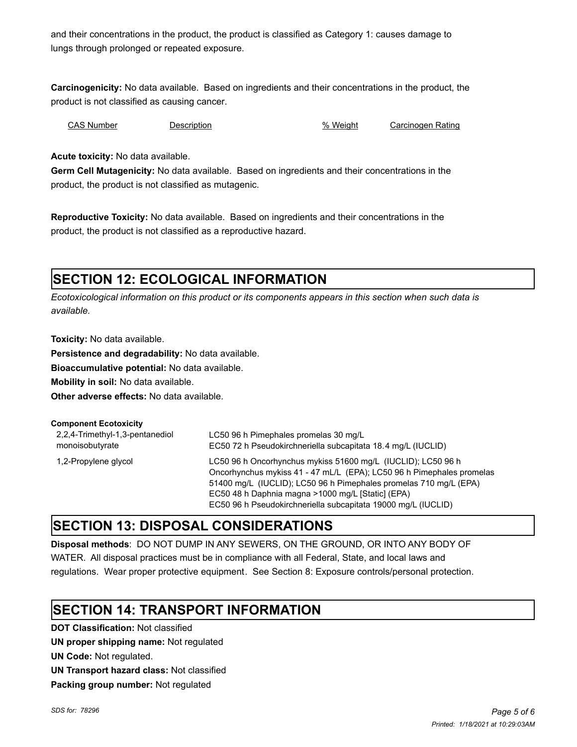and their concentrations in the product, the product is classified as Category 1: causes damage to lungs through prolonged or repeated exposure.

**Carcinogenicity:** No data available. Based on ingredients and their concentrations in the product, the product is not classified as causing cancer.

| CAS Number | Description | % Weight | Carcinogen Rating |
| --- | --- | --- | --- |

**Acute toxicity:** No data available.

**Germ Cell Mutagenicity:** No data available. Based on ingredients and their concentrations in the product, the product is not classified as mutagenic.

**Reproductive Toxicity:** No data available. Based on ingredients and their concentrations in the product, the product is not classified as a reproductive hazard.

## SECTION 12: ECOLOGICAL INFORMATION

*Ecotoxicological information on this product or its components appears in this section when such data is available.*

**Toxicity:** No data available.

**Persistence and degradability:** No data available.

**Bioaccumulative potential:** No data available.

**Mobility in soil:** No data available.

**Other adverse effects:** No data available.

**Component Ecotoxicity**

| | |
| --- | --- |
| 2,2,4-Trimethyl-1,3-pentanediol monoisobutyrate | LC50 96 h Pimephales promelas 30 mg/L<br>EC50 72 h Pseudokirchneriella subcapitata 18.4 mg/L (IUCLID) |
| 1,2-Propylene glycol | LC50 96 h Oncorhynchus mykiss 51600 mg/L (IUCLID); LC50 96 h Oncorhynchus mykiss 41 - 47 mL/L (EPA); LC50 96 h Pimephales promelas 51400 mg/L (IUCLID); LC50 96 h Pimephales promelas 710 mg/L (EPA)<br>EC50 48 h Daphnia magna >1000 mg/L [Static] (EPA)<br>EC50 96 h Pseudokirchneriella subcapitata 19000 mg/L (IUCLID) |

## SECTION 13: DISPOSAL CONSIDERATIONS

**Disposal methods**: DO NOT DUMP IN ANY SEWERS, ON THE GROUND, OR INTO ANY BODY OF WATER. All disposal practices must be in compliance with all Federal, State, and local laws and regulations. Wear proper protective equipment. See Section 8: Exposure controls/personal protection.

## SECTION 14: TRANSPORT INFORMATION

**DOT Classification:** Not classified

**UN proper shipping name:** Not regulated

**UN Code:** Not regulated.

**UN Transport hazard class:** Not classified

**Packing group number:** Not regulated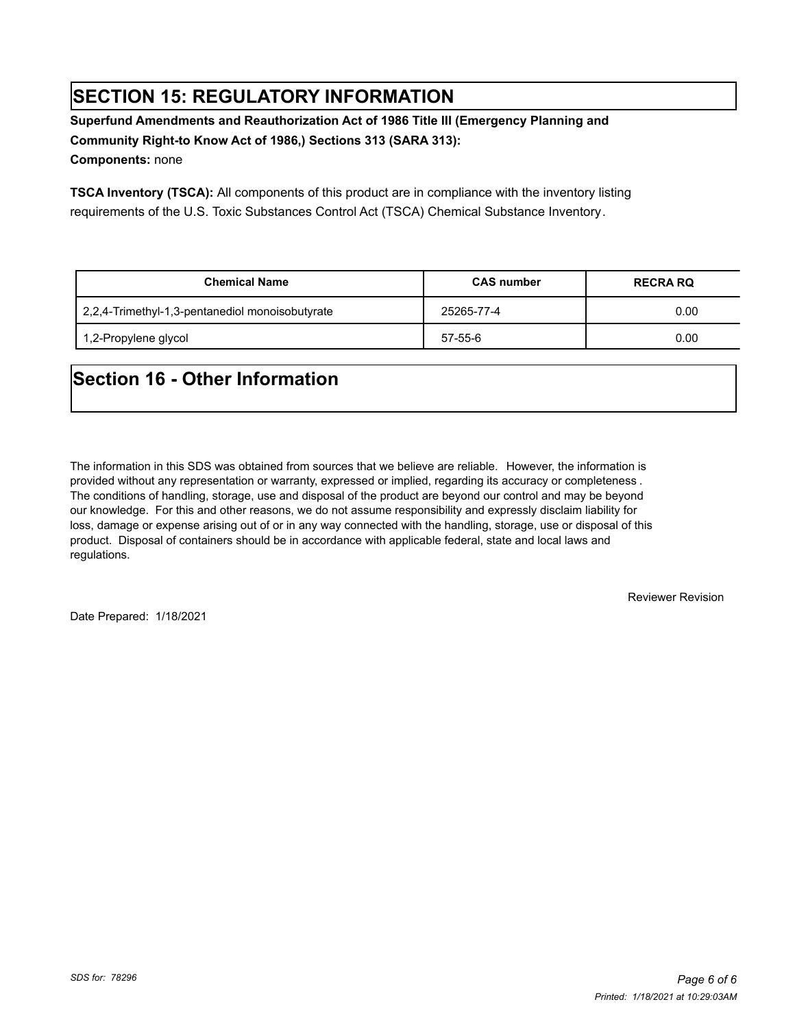# SECTION 15: REGULATORY INFORMATION

**Superfund Amendments and Reauthorization Act of 1986 Title III (Emergency Planning and Community Right-to Know Act of 1986,) Sections 313 (SARA 313):**

**Components:** none

**TSCA Inventory (TSCA):** All components of this product are in compliance with the inventory listing requirements of the U.S. Toxic Substances Control Act (TSCA) Chemical Substance Inventory.

| Chemical Name | CAS number | RECRA RQ |
| --- | --- | --- |
| 2,2,4-Trimethyl-1,3-pentanediol monoisobutyrate | 25265-77-4 | 0.00 |
| 1,2-Propylene glycol | 57-55-6 | 0.00 |

# Section 16 - Other Information

The information in this SDS was obtained from sources that we believe are reliable. However, the information is provided without any representation or warranty, expressed or implied, regarding its accuracy or completeness . The conditions of handling, storage, use and disposal of the product are beyond our control and may be beyond our knowledge. For this and other reasons, we do not assume responsibility and expressly disclaim liability for loss, damage or expense arising out of or in any way connected with the handling, storage, use or disposal of this product. Disposal of containers should be in accordance with applicable federal, state and local laws and regulations.

Reviewer Revision

Date Prepared: 1/18/2021

SDS for: 78296

Printed: 1/18/2021 at 10:29:03AM